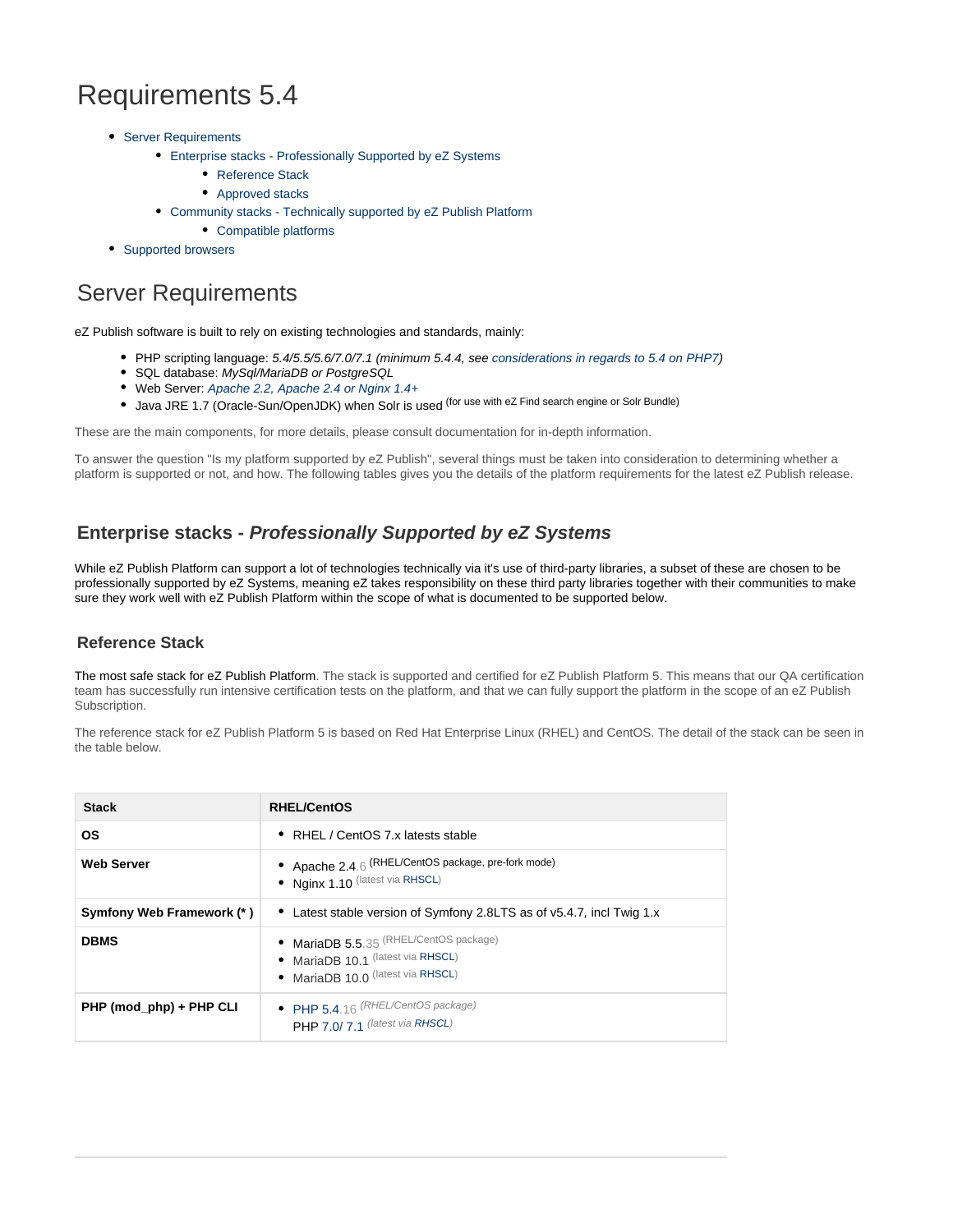# Requirements 5.4

- Server Requirements
  - Enterprise stacks - Professionally Supported by eZ Systems
    - Reference Stack
    - Approved stacks
  - Community stacks - Technically supported by eZ Publish Platform
    - Compatible platforms
- Supported browsers

# Server Requirements

eZ Publish software is built to rely on existing technologies and standards, mainly:

- PHP scripting language: *5.4/5.5/5.6/7.0/7.1 (minimum 5.4.4, see considerations in regards to 5.4 on PHP7)*
- SQL database: *MySql/MariaDB or PostgreSQL*
- Web Server: *Apache 2.2, Apache 2.4 or Nginx 1.4+*
- Java JRE 1.7 (Oracle-Sun/OpenJDK) when Solr is used (for use with eZ Find search engine or Solr Bundle)

These are the main components, for more details, please consult documentation for in-depth information.

To answer the question "Is my platform supported by eZ Publish", several things must be taken into consideration to determining whether a platform is supported or not, and how. The following tables gives you the details of the platform requirements for the latest eZ Publish release.

## Enterprise stacks - *Professionally Supported by eZ Systems*

While eZ Publish Platform can support a lot of technologies technically via it's use of third-party libraries, a subset of these are chosen to be professionally supported by eZ Systems, meaning eZ takes responsibility on these third party libraries together with their communities to make sure they work well with eZ Publish Platform within the scope of what is documented to be supported below.

### Reference Stack

The most safe stack for eZ Publish Platform. The stack is supported and certified for eZ Publish Platform 5. This means that our QA certification team has successfully run intensive certification tests on the platform, and that we can fully support the platform in the scope of an eZ Publish Subscription.

The reference stack for eZ Publish Platform 5 is based on Red Hat Enterprise Linux (RHEL) and CentOS. The detail of the stack can be seen in the table below.

| Stack | RHEL/CentOS |
|---|---|
| **OS** | • RHEL / CentOS 7.x latests stable |
| **Web Server** | • Apache 2.4.6 (RHEL/CentOS package, pre-fork mode)<br>• Nginx 1.10 (latest via RHSCL) |
| **Symfony Web Framework (*)** | • Latest stable version of Symfony 2.8LTS as of v5.4.7, incl Twig 1.x |
| **DBMS** | • MariaDB 5.5.35 (RHEL/CentOS package)<br>• MariaDB 10.1 (latest via RHSCL)<br>• MariaDB 10.0 (latest via RHSCL) |
| **PHP (mod_php) + PHP CLI** | • PHP 5.4.16 *(RHEL/CentOS package)*<br>PHP 7.0/ 7.1 *(latest via RHSCL)* |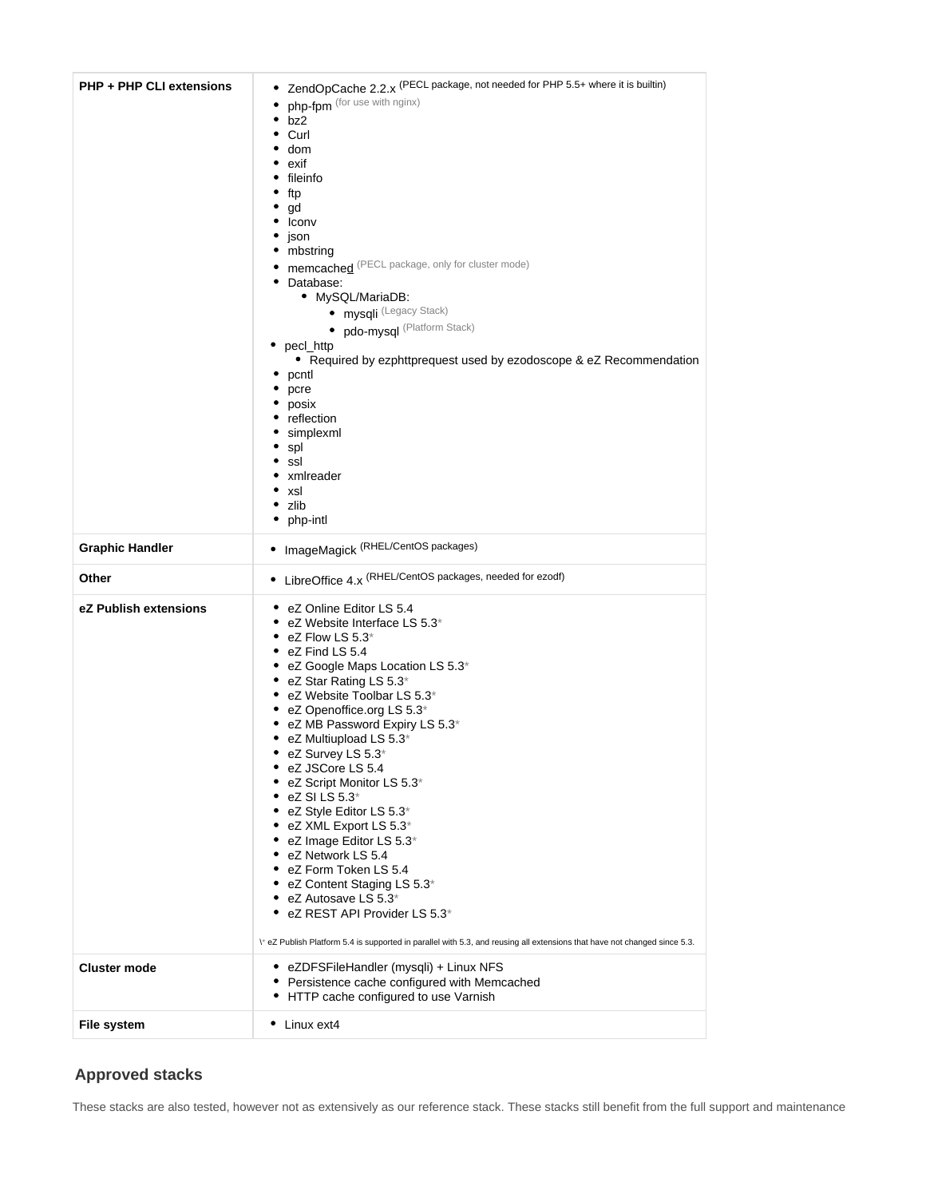| | |
|---|---|
| **PHP + PHP CLI extensions** | • ZendOpCache 2.2.x (PECL package, not needed for PHP 5.5+ where it is builtin)<br>• php-fpm (for use with nginx)<br>• bz2<br>• Curl<br>• dom<br>• exif<br>• fileinfo<br>• ftp<br>• gd<br>• Iconv<br>• json<br>• mbstring<br>• memcached (PECL package, only for cluster mode)<br>• Database:<br>  • MySQL/MariaDB:<br>    • mysqli (Legacy Stack)<br>    • pdo-mysql (Platform Stack)<br>• pecl_http<br>  • Required by ezhttprequest used by ezodoscope & eZ Recommendation<br>• pcntl<br>• pcre<br>• posix<br>• reflection<br>• simplexml<br>• spl<br>• ssl<br>• xmlreader<br>• xsl<br>• zlib<br>• php-intl |
| **Graphic Handler** | • ImageMagick (RHEL/CentOS packages) |
| **Other** | • LibreOffice 4.x (RHEL/CentOS packages, needed for ezodf) |
| **eZ Publish extensions** | • eZ Online Editor LS 5.4<br>• eZ Website Interface LS 5.3*<br>• eZ Flow LS 5.3*<br>• eZ Find LS 5.4<br>• eZ Google Maps Location LS 5.3*<br>• eZ Star Rating LS 5.3*<br>• eZ Website Toolbar LS 5.3*<br>• eZ Openoffice.org LS 5.3*<br>• eZ MB Password Expiry LS 5.3*<br>• eZ Multiupload LS 5.3*<br>• eZ Survey LS 5.3*<br>• eZ JSCore LS 5.4<br>• eZ Script Monitor LS 5.3*<br>• eZ SI LS 5.3*<br>• eZ Style Editor LS 5.3*<br>• eZ XML Export LS 5.3*<br>• eZ Image Editor LS 5.3*<br>• eZ Network LS 5.4<br>• eZ Form Token LS 5.4<br>• eZ Content Staging LS 5.3*<br>• eZ Autosave LS 5.3*<br>• eZ REST API Provider LS 5.3*<br><br>\* eZ Publish Platform 5.4 is supported in parallel with 5.3, and reusing all extensions that have not changed since 5.3. |
| **Cluster mode** | • eZDFSFileHandler (mysqli) + Linux NFS<br>• Persistence cache configured with Memcached<br>• HTTP cache configured to use Varnish |
| **File system** | • Linux ext4 |

## Approved stacks

These stacks are also tested, however not as extensively as our reference stack. These stacks still benefit from the full support and maintenance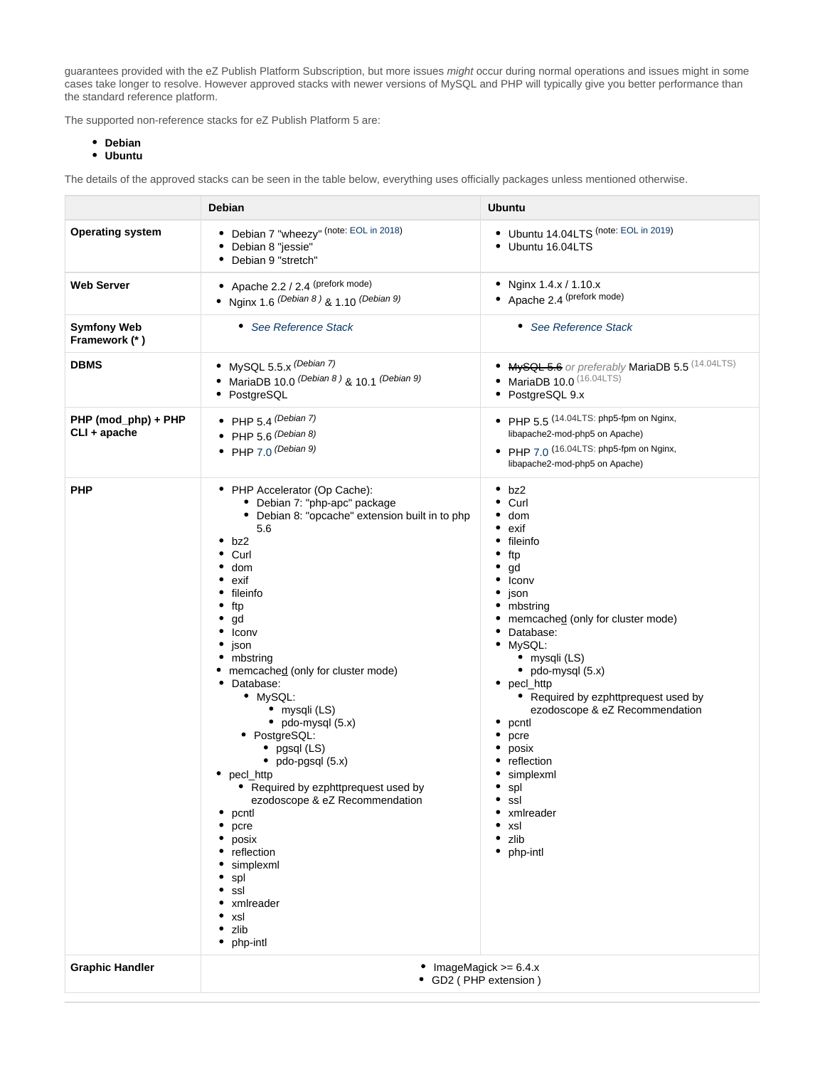guarantees provided with the eZ Publish Platform Subscription, but more issues *might* occur during normal operations and issues might in some cases take longer to resolve. However approved stacks with newer versions of MySQL and PHP will typically give you better performance than the standard reference platform.

The supported non-reference stacks for eZ Publish Platform 5 are:

- **Debian**
- **Ubuntu**

The details of the approved stacks can be seen in the table below, everything uses officially packages unless mentioned otherwise.

| | Debian | Ubuntu |
|---|---|---|
| **Operating system** | • Debian 7 "wheezy" (note: EOL in 2018)<br>• Debian 8 "jessie"<br>• Debian 9 "stretch" | • Ubuntu 14.04LTS (note: EOL in 2019)<br>• Ubuntu 16.04LTS |
| **Web Server** | • Apache 2.2 / 2.4 (prefork mode)<br>• Nginx 1.6 *(Debian 8)* & 1.10 *(Debian 9)* | • Nginx 1.4.x / 1.10.x<br>• Apache 2.4 (prefork mode) |
| **Symfony Web Framework (* )** | • *See Reference Stack* | • *See Reference Stack* |
| **DBMS** | • MySQL 5.5.x *(Debian 7)*<br>• MariaDB 10.0 *(Debian 8)* & 10.1 *(Debian 9)*<br>• PostgreSQL | • ~~MySQL 5.6~~ *or preferably* MariaDB 5.5 (14.04LTS)<br>• MariaDB 10.0 (16.04LTS)<br>• PostgreSQL 9.x |
| **PHP (mod_php) + PHP CLI + apache** | • PHP 5.4 *(Debian 7)*<br>• PHP 5.6 *(Debian 8)*<br>• PHP 7.0 *(Debian 9)* | • PHP 5.5 (14.04LTS: php5-fpm on Nginx, libapache2-mod-php5 on Apache)<br>• PHP 7.0 (16.04LTS: php5-fpm on Nginx, libapache2-mod-php5 on Apache) |
| **PHP** | • PHP Accelerator (Op Cache):<br>&nbsp;&nbsp;• Debian 7: "php-apc" package<br>&nbsp;&nbsp;• Debian 8: "opcache" extension built in to php 5.6<br>• bz2<br>• Curl<br>• dom<br>• exif<br>• fileinfo<br>• ftp<br>• gd<br>• Iconv<br>• json<br>• mbstring<br>• memcached (only for cluster mode)<br>• Database:<br>&nbsp;&nbsp;• MySQL:<br>&nbsp;&nbsp;&nbsp;&nbsp;• mysqli (LS)<br>&nbsp;&nbsp;&nbsp;&nbsp;• pdo-mysql (5.x)<br>&nbsp;&nbsp;• PostgreSQL:<br>&nbsp;&nbsp;&nbsp;&nbsp;• pgsql (LS)<br>&nbsp;&nbsp;&nbsp;&nbsp;• pdo-pgsql (5.x)<br>• pecl_http<br>&nbsp;&nbsp;• Required by ezphttprequest used by ezodoscope & eZ Recommendation<br>• pcntl<br>• pcre<br>• posix<br>• reflection<br>• simplexml<br>• spl<br>• ssl<br>• xmlreader<br>• xsl<br>• zlib<br>• php-intl | • bz2<br>• Curl<br>• dom<br>• exif<br>• fileinfo<br>• ftp<br>• gd<br>• Iconv<br>• json<br>• mbstring<br>• memcached (only for cluster mode)<br>• Database:<br>• MySQL:<br>&nbsp;&nbsp;• mysqli (LS)<br>&nbsp;&nbsp;• pdo-mysql (5.x)<br>• pecl_http<br>&nbsp;&nbsp;• Required by ezphttprequest used by ezodoscope & eZ Recommendation<br>• pcntl<br>• pcre<br>• posix<br>• reflection<br>• simplexml<br>• spl<br>• ssl<br>• xmlreader<br>• xsl<br>• zlib<br>• php-intl |
| **Graphic Handler** | • ImageMagick >= 6.4.x<br>• GD2 ( PHP extension ) | |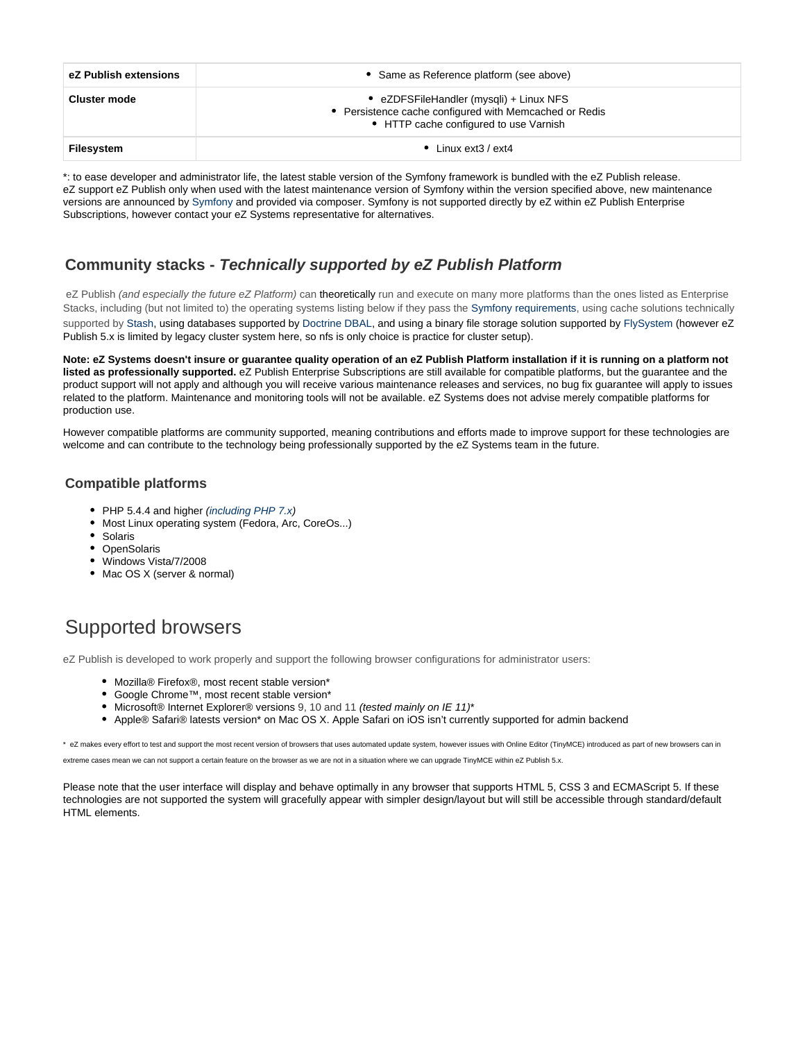| | |
|---|---|
| **eZ Publish extensions** | • Same as Reference platform (see above) |
| **Cluster mode** | • eZDFSFileHandler (mysqli) + Linux NFS<br>• Persistence cache configured with Memcached or Redis<br>• HTTP cache configured to use Varnish |
| **Filesystem** | • Linux ext3 / ext4 |

*: to ease developer and administrator life, the latest stable version of the Symfony framework is bundled with the eZ Publish release. eZ support eZ Publish only when used with the latest maintenance version of Symfony within the version specified above, new maintenance versions are announced by Symfony and provided via composer. Symfony is not supported directly by eZ within eZ Publish Enterprise Subscriptions, however contact your eZ Systems representative for alternatives.

## Community stacks - *Technically supported by eZ Publish Platform*

eZ Publish *(and especially the future eZ Platform)* can theoretically run and execute on many more platforms than the ones listed as Enterprise Stacks, including (but not limited to) the operating systems listing below if they pass the Symfony requirements, using cache solutions technically supported by Stash, using databases supported by Doctrine DBAL, and using a binary file storage solution supported by FlySystem (however eZ Publish 5.x is limited by legacy cluster system here, so nfs is only choice is practice for cluster setup).

**Note: eZ Systems doesn't insure or guarantee quality operation of an eZ Publish Platform installation if it is running on a platform not listed as professionally supported.** eZ Publish Enterprise Subscriptions are still available for compatible platforms, but the guarantee and the product support will not apply and although you will receive various maintenance releases and services, no bug fix guarantee will apply to issues related to the platform. Maintenance and monitoring tools will not be available. eZ Systems does not advise merely compatible platforms for production use.

However compatible platforms are community supported, meaning contributions and efforts made to improve support for these technologies are welcome and can contribute to the technology being professionally supported by the eZ Systems team in the future.

### Compatible platforms

- PHP 5.4.4 and higher *(including PHP 7.x)*
- Most Linux operating system (Fedora, Arc, CoreOs...)
- Solaris
- OpenSolaris
- Windows Vista/7/2008
- Mac OS X (server & normal)

# Supported browsers

eZ Publish is developed to work properly and support the following browser configurations for administrator users:

- Mozilla® Firefox®, most recent stable version*
- Google Chrome™, most recent stable version*
- Microsoft® Internet Explorer® versions 9, 10 and 11 *(tested mainly on IE 11)**
- Apple® Safari® latests version* on Mac OS X. Apple Safari on iOS isn't currently supported for admin backend

\* eZ makes every effort to test and support the most recent version of browsers that uses automated update system, however issues with Online Editor (TinyMCE) introduced as part of new browsers can in extreme cases mean we can not support a certain feature on the browser as we are not in a situation where we can upgrade TinyMCE within eZ Publish 5.x.

Please note that the user interface will display and behave optimally in any browser that supports HTML 5, CSS 3 and ECMAScript 5. If these technologies are not supported the system will gracefully appear with simpler design/layout but will still be accessible through standard/default HTML elements.